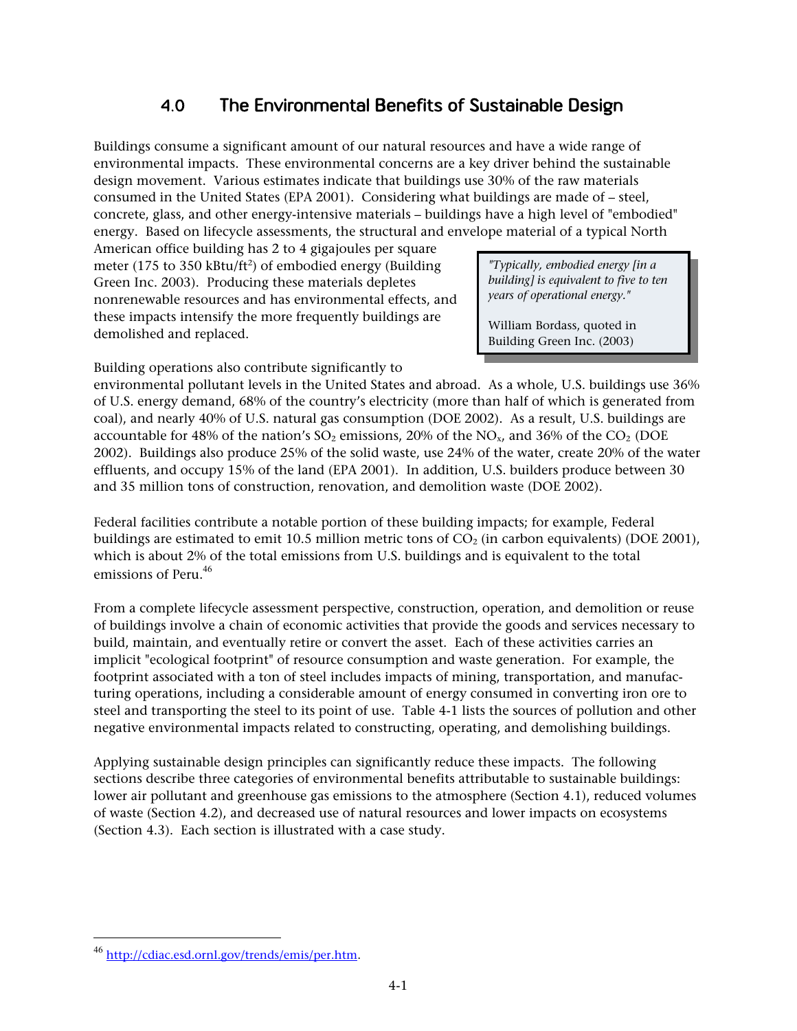## 4.0 The Environmental Benefits of Sustainable Design

Buildings consume a significant amount of our natural resources and have a wide range of environmental impacts. These environmental concerns are a key driver behind the sustainable design movement. Various estimates indicate that buildings use 30% of the raw materials consumed in the United States (EPA 2001). Considering what buildings are made of – steel, concrete, glass, and other energy-intensive materials – buildings have a high level of "embodied" energy. Based on lifecycle assessments, the structural and envelope material of a typical North American office building has 2 to 4 gigajoules per square meter (175 to 350 kBtu/ft$^2$) of embodied energy (Building Green Inc. 2003). Producing these materials depletes nonrenewable resources and has environmental effects, and these impacts intensify the more frequently buildings are demolished and replaced.

> *"Typically, embodied energy [in a building] is equivalent to five to ten years of operational energy."*
>
> William Bordass, quoted in Building Green Inc. (2003)

Building operations also contribute significantly to environmental pollutant levels in the United States and abroad. As a whole, U.S. buildings use 36% of U.S. energy demand, 68% of the country's electricity (more than half of which is generated from coal), and nearly 40% of U.S. natural gas consumption (DOE 2002). As a result, U.S. buildings are accountable for 48% of the nation's $SO_2$ emissions, 20% of the $NO_x$, and 36% of the $CO_2$ (DOE 2002). Buildings also produce 25% of the solid waste, use 24% of the water, create 20% of the water effluents, and occupy 15% of the land (EPA 2001). In addition, U.S. builders produce between 30 and 35 million tons of construction, renovation, and demolition waste (DOE 2002).

Federal facilities contribute a notable portion of these building impacts; for example, Federal buildings are estimated to emit 10.5 million metric tons of $CO_2$ (in carbon equivalents) (DOE 2001), which is about 2% of the total emissions from U.S. buildings and is equivalent to the total emissions of Peru.[46]

From a complete lifecycle assessment perspective, construction, operation, and demolition or reuse of buildings involve a chain of economic activities that provide the goods and services necessary to build, maintain, and eventually retire or convert the asset. Each of these activities carries an implicit "ecological footprint" of resource consumption and waste generation. For example, the footprint associated with a ton of steel includes impacts of mining, transportation, and manufacturing operations, including a considerable amount of energy consumed in converting iron ore to steel and transporting the steel to its point of use. Table 4-1 lists the sources of pollution and other negative environmental impacts related to constructing, operating, and demolishing buildings.

Applying sustainable design principles can significantly reduce these impacts. The following sections describe three categories of environmental benefits attributable to sustainable buildings: lower air pollutant and greenhouse gas emissions to the atmosphere (Section 4.1), reduced volumes of waste (Section 4.2), and decreased use of natural resources and lower impacts on ecosystems (Section 4.3). Each section is illustrated with a case study.

---

[46] http://cdiac.esd.ornl.gov/trends/emis/per.htm.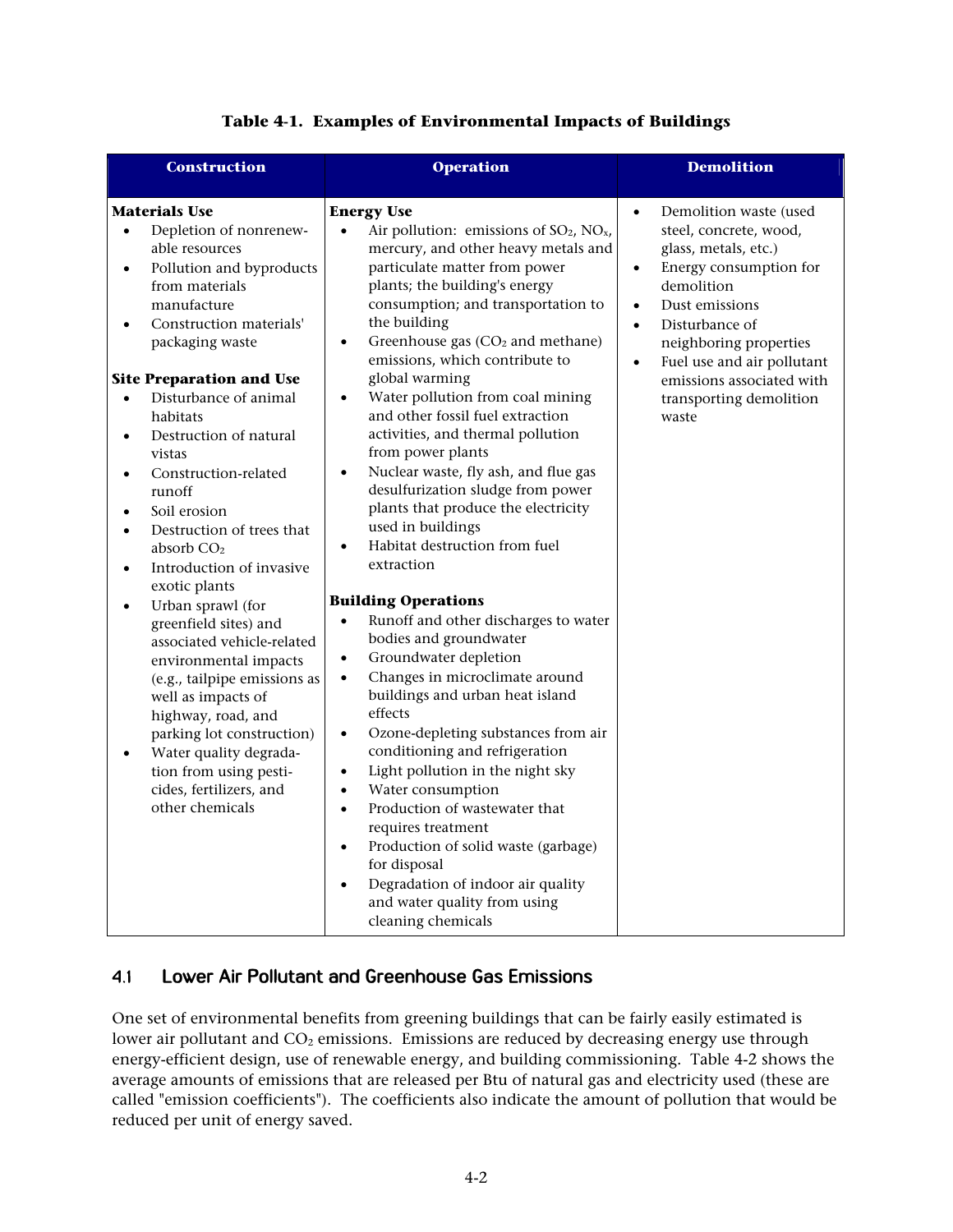**Table 4-1. Examples of Environmental Impacts of Buildings**

| Construction | Operation | Demolition |
|---|---|---|
| **Materials Use**<br>• Depletion of nonrenewable resources<br>• Pollution and byproducts from materials manufacture<br>• Construction materials' packaging waste<br><br>**Site Preparation and Use**<br>• Disturbance of animal habitats<br>• Destruction of natural vistas<br>• Construction-related runoff<br>• Soil erosion<br>• Destruction of trees that absorb $CO_2$<br>• Introduction of invasive exotic plants<br>• Urban sprawl (for greenfield sites) and associated vehicle-related environmental impacts (e.g., tailpipe emissions as well as impacts of highway, road, and parking lot construction)<br>• Water quality degradation from using pesticides, fertilizers, and other chemicals | **Energy Use**<br>• Air pollution: emissions of $SO_2$, $NO_x$, mercury, and other heavy metals and particulate matter from power plants; the building's energy consumption; and transportation to the building<br>• Greenhouse gas ($CO_2$ and methane) emissions, which contribute to global warming<br>• Water pollution from coal mining and other fossil fuel extraction activities, and thermal pollution from power plants<br>• Nuclear waste, fly ash, and flue gas desulfurization sludge from power plants that produce the electricity used in buildings<br>• Habitat destruction from fuel extraction<br><br>**Building Operations**<br>• Runoff and other discharges to water bodies and groundwater<br>• Groundwater depletion<br>• Changes in microclimate around buildings and urban heat island effects<br>• Ozone-depleting substances from air conditioning and refrigeration<br>• Light pollution in the night sky<br>• Water consumption<br>• Production of wastewater that requires treatment<br>• Production of solid waste (garbage) for disposal<br>• Degradation of indoor air quality and water quality from using cleaning chemicals | • Demolition waste (used steel, concrete, wood, glass, metals, etc.)<br>• Energy consumption for demolition<br>• Dust emissions<br>• Disturbance of neighboring properties<br>• Fuel use and air pollutant emissions associated with transporting demolition waste |

## 4.1 Lower Air Pollutant and Greenhouse Gas Emissions

One set of environmental benefits from greening buildings that can be fairly easily estimated is lower air pollutant and $CO_2$ emissions. Emissions are reduced by decreasing energy use through energy-efficient design, use of renewable energy, and building commissioning. Table 4-2 shows the average amounts of emissions that are released per Btu of natural gas and electricity used (these are called "emission coefficients"). The coefficients also indicate the amount of pollution that would be reduced per unit of energy saved.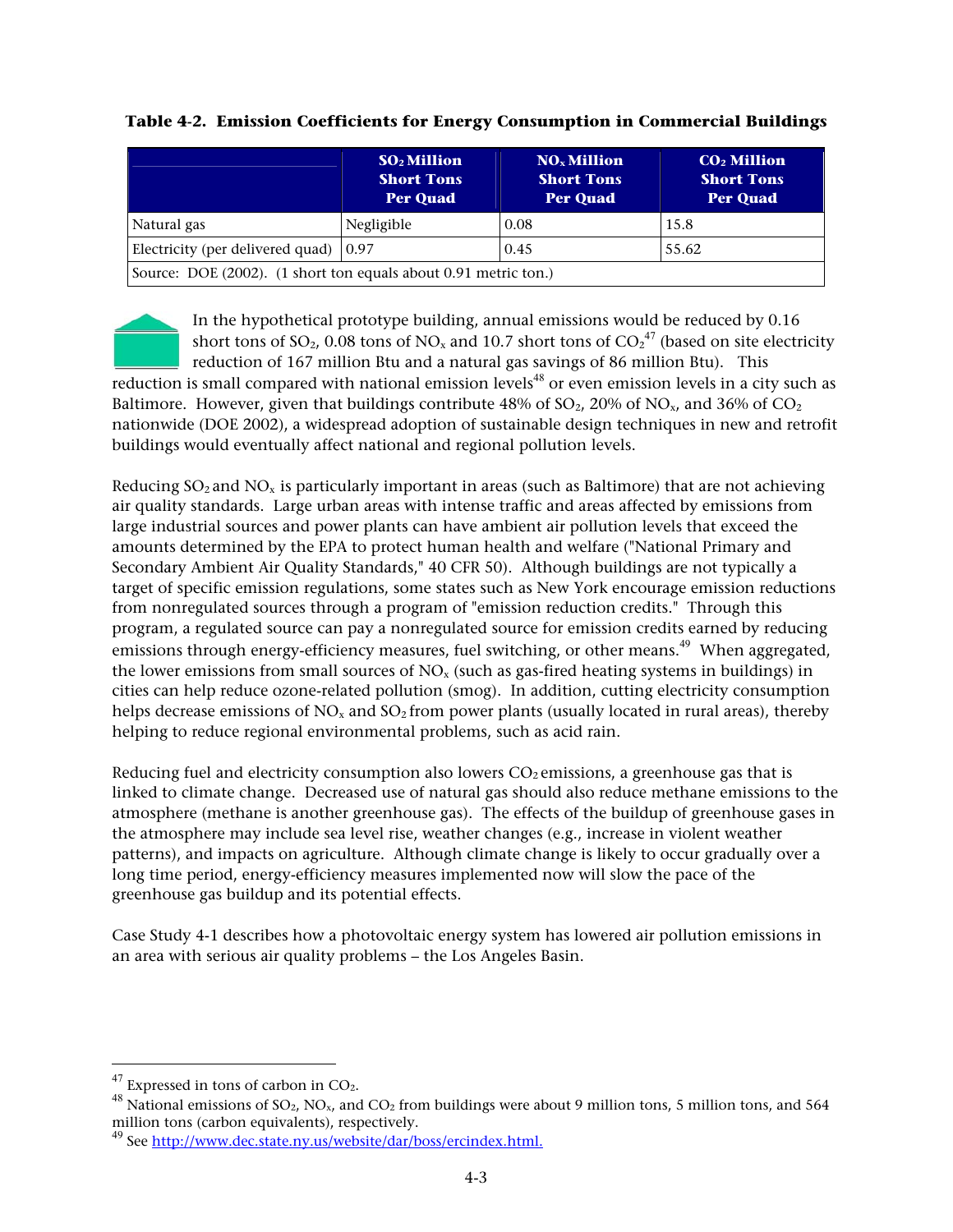**Table 4-2. Emission Coefficients for Energy Consumption in Commercial Buildings**

| | $SO_2$ Million Short Tons Per Quad | $NO_x$ Million Short Tons Per Quad | $CO_2$ Million Short Tons Per Quad |
|---|---|---|---|
| Natural gas | Negligible | 0.08 | 15.8 |
| Electricity (per delivered quad) | 0.97 | 0.45 | 55.62 |
| Source: DOE (2002). (1 short ton equals about 0.91 metric ton.) | | | |

In the hypothetical prototype building, annual emissions would be reduced by 0.16 short tons of $SO_2$, 0.08 tons of $NO_x$ and 10.7 short tons of $CO_2$[47] (based on site electricity reduction of 167 million Btu and a natural gas savings of 86 million Btu). This reduction is small compared with national emission levels[48] or even emission levels in a city such as Baltimore. However, given that buildings contribute 48% of $SO_2$, 20% of $NO_x$, and 36% of $CO_2$ nationwide (DOE 2002), a widespread adoption of sustainable design techniques in new and retrofit buildings would eventually affect national and regional pollution levels.

Reducing $SO_2$ and $NO_x$ is particularly important in areas (such as Baltimore) that are not achieving air quality standards. Large urban areas with intense traffic and areas affected by emissions from large industrial sources and power plants can have ambient air pollution levels that exceed the amounts determined by the EPA to protect human health and welfare ("National Primary and Secondary Ambient Air Quality Standards," 40 CFR 50). Although buildings are not typically a target of specific emission regulations, some states such as New York encourage emission reductions from nonregulated sources through a program of "emission reduction credits." Through this program, a regulated source can pay a nonregulated source for emission credits earned by reducing emissions through energy-efficiency measures, fuel switching, or other means.[49] When aggregated, the lower emissions from small sources of $NO_x$ (such as gas-fired heating systems in buildings) in cities can help reduce ozone-related pollution (smog). In addition, cutting electricity consumption helps decrease emissions of $NO_x$ and $SO_2$ from power plants (usually located in rural areas), thereby helping to reduce regional environmental problems, such as acid rain.

Reducing fuel and electricity consumption also lowers $CO_2$ emissions, a greenhouse gas that is linked to climate change. Decreased use of natural gas should also reduce methane emissions to the atmosphere (methane is another greenhouse gas). The effects of the buildup of greenhouse gases in the atmosphere may include sea level rise, weather changes (e.g., increase in violent weather patterns), and impacts on agriculture. Although climate change is likely to occur gradually over a long time period, energy-efficiency measures implemented now will slow the pace of the greenhouse gas buildup and its potential effects.

Case Study 4-1 describes how a photovoltaic energy system has lowered air pollution emissions in an area with serious air quality problems – the Los Angeles Basin.

---

[47] Expressed in tons of carbon in $CO_2$.

[48] National emissions of $SO_2$, $NO_x$, and $CO_2$ from buildings were about 9 million tons, 5 million tons, and 564 million tons (carbon equivalents), respectively.

[49] See http://www.dec.state.ny.us/website/dar/boss/ercindex.html.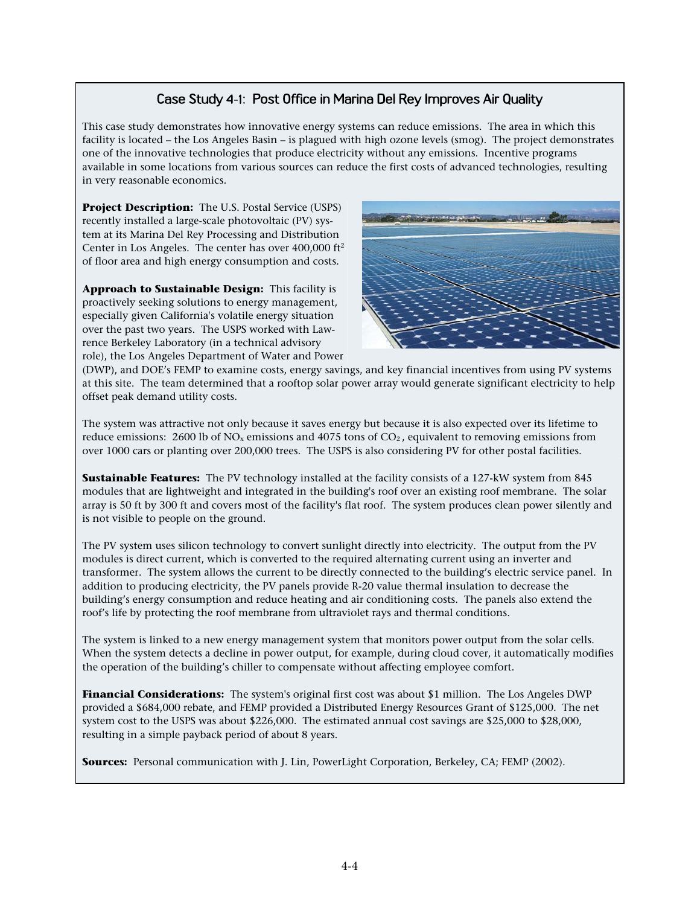## Case Study 4-1: Post Office in Marina Del Rey Improves Air Quality

This case study demonstrates how innovative energy systems can reduce emissions. The area in which this facility is located – the Los Angeles Basin – is plagued with high ozone levels (smog). The project demonstrates one of the innovative technologies that produce electricity without any emissions. Incentive programs available in some locations from various sources can reduce the first costs of advanced technologies, resulting in very reasonable economics.

**Project Description:** The U.S. Postal Service (USPS) recently installed a large-scale photovoltaic (PV) system at its Marina Del Rey Processing and Distribution Center in Los Angeles. The center has over 400,000 $ft^2$ of floor area and high energy consumption and costs.

**Approach to Sustainable Design:** This facility is proactively seeking solutions to energy management, especially given California's volatile energy situation over the past two years. The USPS worked with Lawrence Berkeley Laboratory (in a technical advisory role), the Los Angeles Department of Water and Power (DWP), and DOE's FEMP to examine costs, energy savings, and key financial incentives from using PV systems at this site. The team determined that a rooftop solar power array would generate significant electricity to help offset peak demand utility costs.

The system was attractive not only because it saves energy but because it is also expected over its lifetime to reduce emissions: 2600 lb of $NO_x$ emissions and 4075 tons of $CO_2$, equivalent to removing emissions from over 1000 cars or planting over 200,000 trees. The USPS is also considering PV for other postal facilities.

**Sustainable Features:** The PV technology installed at the facility consists of a 127-kW system from 845 modules that are lightweight and integrated in the building's roof over an existing roof membrane. The solar array is 50 ft by 300 ft and covers most of the facility's flat roof. The system produces clean power silently and is not visible to people on the ground.

The PV system uses silicon technology to convert sunlight directly into electricity. The output from the PV modules is direct current, which is converted to the required alternating current using an inverter and transformer. The system allows the current to be directly connected to the building's electric service panel. In addition to producing electricity, the PV panels provide R-20 value thermal insulation to decrease the building's energy consumption and reduce heating and air conditioning costs. The panels also extend the roof's life by protecting the roof membrane from ultraviolet rays and thermal conditions.

The system is linked to a new energy management system that monitors power output from the solar cells. When the system detects a decline in power output, for example, during cloud cover, it automatically modifies the operation of the building's chiller to compensate without affecting employee comfort.

**Financial Considerations:** The system's original first cost was about \$1 million. The Los Angeles DWP provided a \$684,000 rebate, and FEMP provided a Distributed Energy Resources Grant of \$125,000. The net system cost to the USPS was about \$226,000. The estimated annual cost savings are \$25,000 to \$28,000, resulting in a simple payback period of about 8 years.

**Sources:** Personal communication with J. Lin, PowerLight Corporation, Berkeley, CA; FEMP (2002).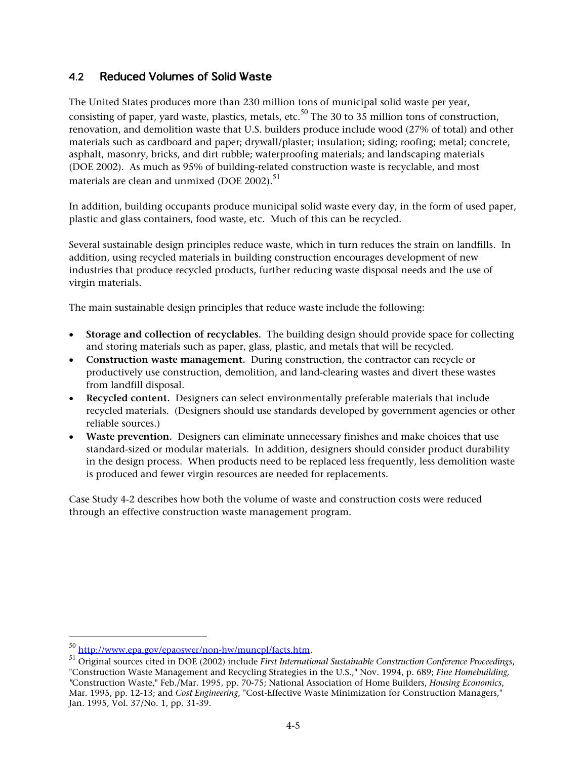## 4.2 Reduced Volumes of Solid Waste

The United States produces more than 230 million tons of municipal solid waste per year, consisting of paper, yard waste, plastics, metals, etc.[50] The 30 to 35 million tons of construction, renovation, and demolition waste that U.S. builders produce include wood (27% of total) and other materials such as cardboard and paper; drywall/plaster; insulation; siding; roofing; metal; concrete, asphalt, masonry, bricks, and dirt rubble; waterproofing materials; and landscaping materials (DOE 2002). As much as 95% of building-related construction waste is recyclable, and most materials are clean and unmixed (DOE 2002).[51]

In addition, building occupants produce municipal solid waste every day, in the form of used paper, plastic and glass containers, food waste, etc. Much of this can be recycled.

Several sustainable design principles reduce waste, which in turn reduces the strain on landfills. In addition, using recycled materials in building construction encourages development of new industries that produce recycled products, further reducing waste disposal needs and the use of virgin materials.

The main sustainable design principles that reduce waste include the following:

- **Storage and collection of recyclables.** The building design should provide space for collecting and storing materials such as paper, glass, plastic, and metals that will be recycled.
- **Construction waste management.** During construction, the contractor can recycle or productively use construction, demolition, and land-clearing wastes and divert these wastes from landfill disposal.
- **Recycled content.** Designers can select environmentally preferable materials that include recycled materials. (Designers should use standards developed by government agencies or other reliable sources.)
- **Waste prevention.** Designers can eliminate unnecessary finishes and make choices that use standard-sized or modular materials. In addition, designers should consider product durability in the design process. When products need to be replaced less frequently, less demolition waste is produced and fewer virgin resources are needed for replacements.

Case Study 4-2 describes how both the volume of waste and construction costs were reduced through an effective construction waste management program.

---

[50] http://www.epa.gov/epaoswer/non-hw/muncpl/facts.htm.

[51] Original sources cited in DOE (2002) include *First International Sustainable Construction Conference Proceedings*, "Construction Waste Management and Recycling Strategies in the U.S.," Nov. 1994, p. 689; *Fine Homebuilding*, "Construction Waste," Feb./Mar. 1995, pp. 70-75; National Association of Home Builders, *Housing Economics*, Mar. 1995, pp. 12-13; and *Cost Engineering*, "Cost-Effective Waste Minimization for Construction Managers," Jan. 1995, Vol. 37/No. 1, pp. 31-39.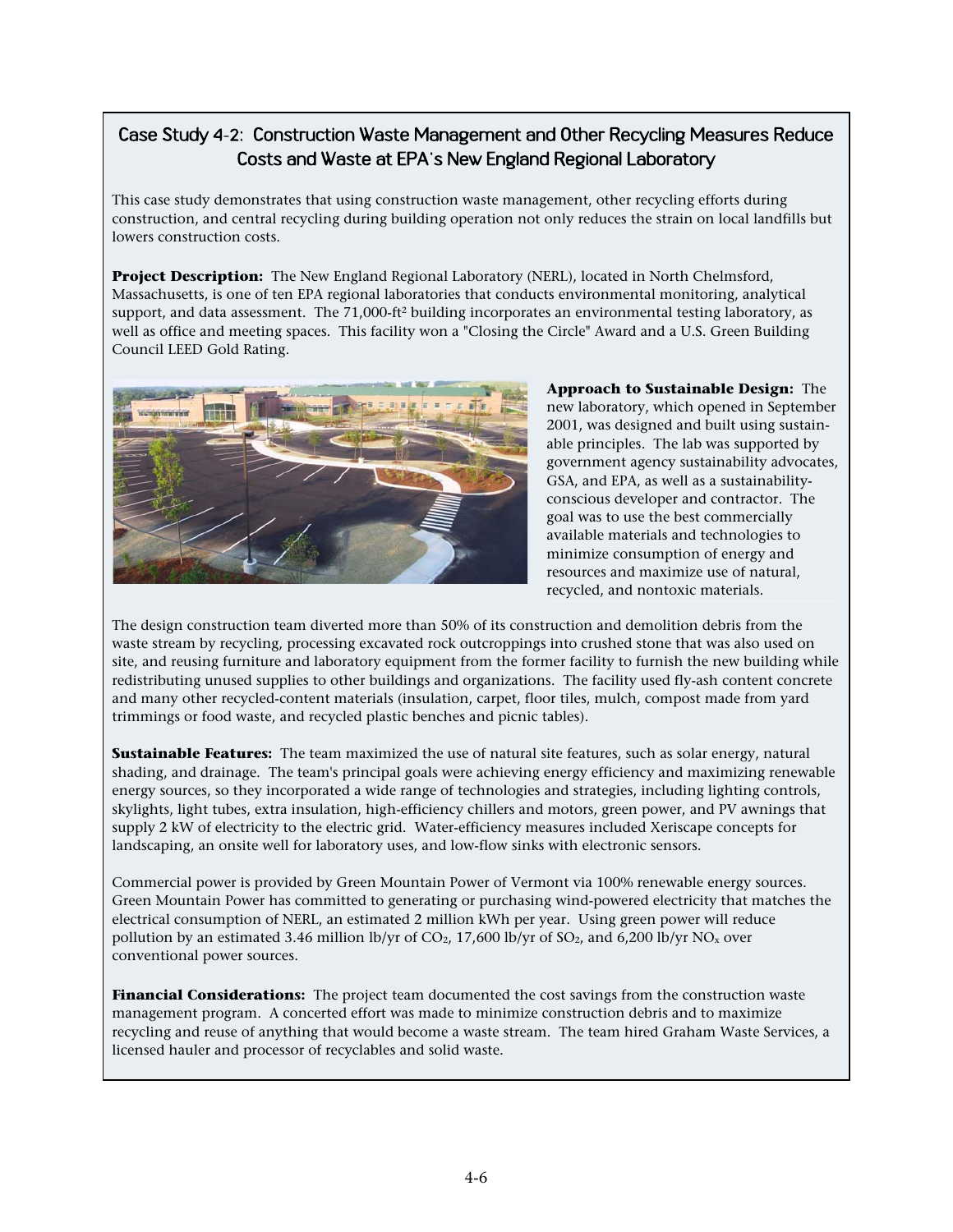## Case Study 4-2: Construction Waste Management and Other Recycling Measures Reduce Costs and Waste at EPA's New England Regional Laboratory

This case study demonstrates that using construction waste management, other recycling efforts during construction, and central recycling during building operation not only reduces the strain on local landfills but lowers construction costs.

**Project Description:** The New England Regional Laboratory (NERL), located in North Chelmsford, Massachusetts, is one of ten EPA regional laboratories that conducts environmental monitoring, analytical support, and data assessment. The 71,000-ft$^2$ building incorporates an environmental testing laboratory, as well as office and meeting spaces. This facility won a "Closing the Circle" Award and a U.S. Green Building Council LEED Gold Rating.

**Approach to Sustainable Design:** The new laboratory, which opened in September 2001, was designed and built using sustainable principles. The lab was supported by government agency sustainability advocates, GSA, and EPA, as well as a sustainability-conscious developer and contractor. The goal was to use the best commercially available materials and technologies to minimize consumption of energy and resources and maximize use of natural, recycled, and nontoxic materials.

The design construction team diverted more than 50% of its construction and demolition debris from the waste stream by recycling, processing excavated rock outcroppings into crushed stone that was also used on site, and reusing furniture and laboratory equipment from the former facility to furnish the new building while redistributing unused supplies to other buildings and organizations. The facility used fly-ash content concrete and many other recycled-content materials (insulation, carpet, floor tiles, mulch, compost made from yard trimmings or food waste, and recycled plastic benches and picnic tables).

**Sustainable Features:** The team maximized the use of natural site features, such as solar energy, natural shading, and drainage. The team's principal goals were achieving energy efficiency and maximizing renewable energy sources, so they incorporated a wide range of technologies and strategies, including lighting controls, skylights, light tubes, extra insulation, high-efficiency chillers and motors, green power, and PV awnings that supply 2 kW of electricity to the electric grid. Water-efficiency measures included Xeriscape concepts for landscaping, an onsite well for laboratory uses, and low-flow sinks with electronic sensors.

Commercial power is provided by Green Mountain Power of Vermont via 100% renewable energy sources. Green Mountain Power has committed to generating or purchasing wind-powered electricity that matches the electrical consumption of NERL, an estimated 2 million kWh per year. Using green power will reduce pollution by an estimated 3.46 million lb/yr of $CO_2$, 17,600 lb/yr of $SO_2$, and 6,200 lb/yr $NO_x$ over conventional power sources.

**Financial Considerations:** The project team documented the cost savings from the construction waste management program. A concerted effort was made to minimize construction debris and to maximize recycling and reuse of anything that would become a waste stream. The team hired Graham Waste Services, a licensed hauler and processor of recyclables and solid waste.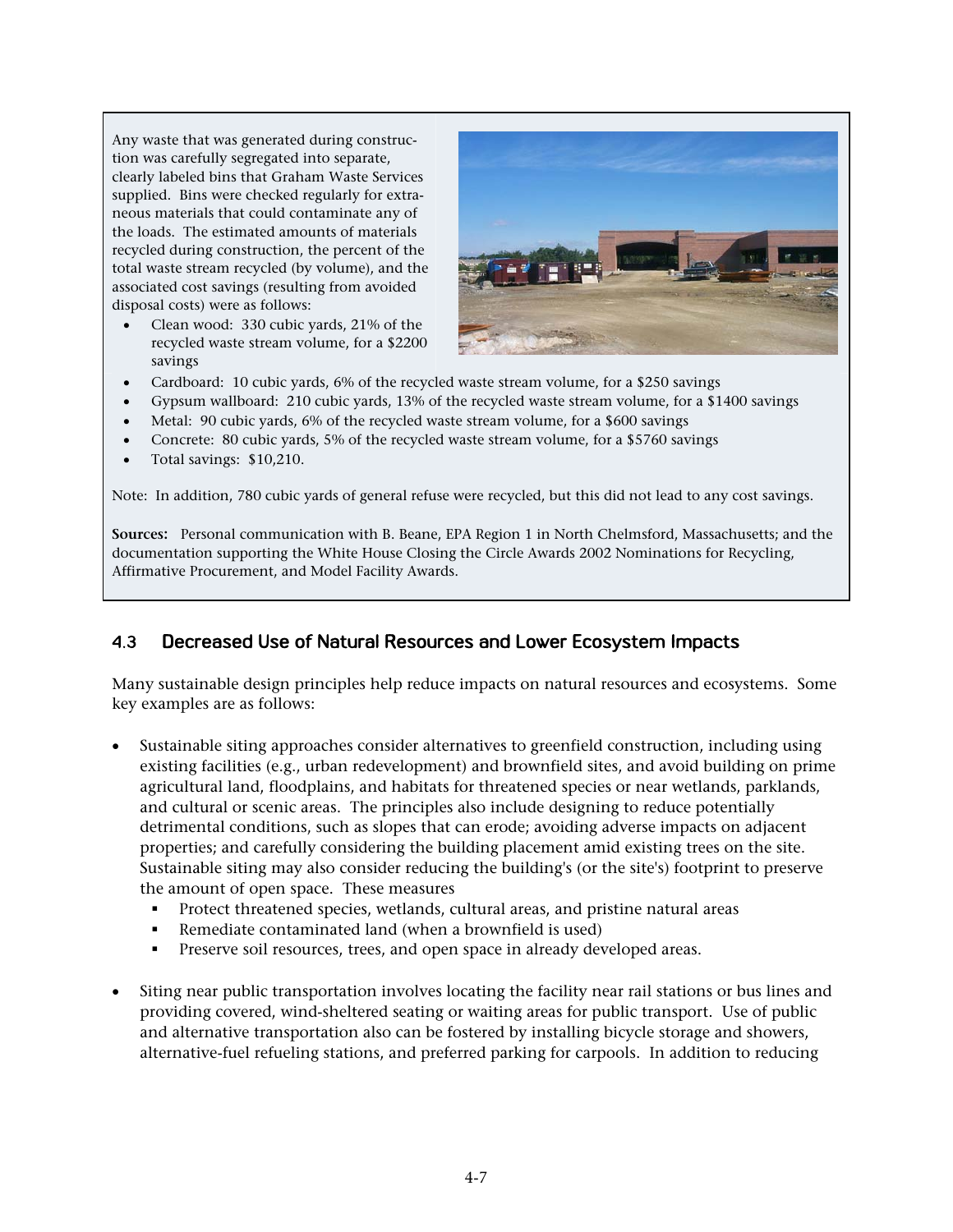Any waste that was generated during construction was carefully segregated into separate, clearly labeled bins that Graham Waste Services supplied. Bins were checked regularly for extraneous materials that could contaminate any of the loads. The estimated amounts of materials recycled during construction, the percent of the total waste stream recycled (by volume), and the associated cost savings (resulting from avoided disposal costs) were as follows:

- Clean wood: 330 cubic yards, 21% of the recycled waste stream volume, for a $2200 savings
- Cardboard: 10 cubic yards, 6% of the recycled waste stream volume, for a $250 savings
- Gypsum wallboard: 210 cubic yards, 13% of the recycled waste stream volume, for a $1400 savings
- Metal: 90 cubic yards, 6% of the recycled waste stream volume, for a $600 savings
- Concrete: 80 cubic yards, 5% of the recycled waste stream volume, for a $5760 savings
- Total savings: $10,210.

Note: In addition, 780 cubic yards of general refuse were recycled, but this did not lead to any cost savings.

**Sources:** Personal communication with B. Beane, EPA Region 1 in North Chelmsford, Massachusetts; and the documentation supporting the White House Closing the Circle Awards 2002 Nominations for Recycling, Affirmative Procurement, and Model Facility Awards.

## 4.3 Decreased Use of Natural Resources and Lower Ecosystem Impacts

Many sustainable design principles help reduce impacts on natural resources and ecosystems. Some key examples are as follows:

- Sustainable siting approaches consider alternatives to greenfield construction, including using existing facilities (e.g., urban redevelopment) and brownfield sites, and avoid building on prime agricultural land, floodplains, and habitats for threatened species or near wetlands, parklands, and cultural or scenic areas. The principles also include designing to reduce potentially detrimental conditions, such as slopes that can erode; avoiding adverse impacts on adjacent properties; and carefully considering the building placement amid existing trees on the site. Sustainable siting may also consider reducing the building's (or the site's) footprint to preserve the amount of open space. These measures
  - Protect threatened species, wetlands, cultural areas, and pristine natural areas
  - Remediate contaminated land (when a brownfield is used)
  - Preserve soil resources, trees, and open space in already developed areas.

- Siting near public transportation involves locating the facility near rail stations or bus lines and providing covered, wind-sheltered seating or waiting areas for public transport. Use of public and alternative transportation also can be fostered by installing bicycle storage and showers, alternative-fuel refueling stations, and preferred parking for carpools. In addition to reducing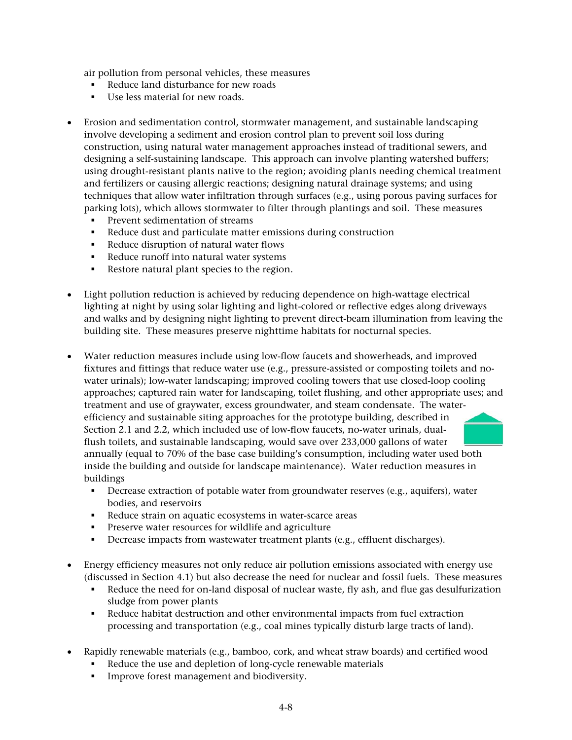air pollution from personal vehicles, these measures

- Reduce land disturbance for new roads
- Use less material for new roads.

- Erosion and sedimentation control, stormwater management, and sustainable landscaping involve developing a sediment and erosion control plan to prevent soil loss during construction, using natural water management approaches instead of traditional sewers, and designing a self-sustaining landscape. This approach can involve planting watershed buffers; using drought-resistant plants native to the region; avoiding plants needing chemical treatment and fertilizers or causing allergic reactions; designing natural drainage systems; and using techniques that allow water infiltration through surfaces (e.g., using porous paving surfaces for parking lots), which allows stormwater to filter through plantings and soil. These measures
  - Prevent sedimentation of streams
  - Reduce dust and particulate matter emissions during construction
  - Reduce disruption of natural water flows
  - Reduce runoff into natural water systems
  - Restore natural plant species to the region.

- Light pollution reduction is achieved by reducing dependence on high-wattage electrical lighting at night by using solar lighting and light-colored or reflective edges along driveways and walks and by designing night lighting to prevent direct-beam illumination from leaving the building site. These measures preserve nighttime habitats for nocturnal species.

- Water reduction measures include using low-flow faucets and showerheads, and improved fixtures and fittings that reduce water use (e.g., pressure-assisted or composting toilets and no-water urinals); low-water landscaping; improved cooling towers that use closed-loop cooling approaches; captured rain water for landscaping, toilet flushing, and other appropriate uses; and treatment and use of graywater, excess groundwater, and steam condensate. The water-efficiency and sustainable siting approaches for the prototype building, described in Section 2.1 and 2.2, which included use of low-flow faucets, no-water urinals, dual-flush toilets, and sustainable landscaping, would save over 233,000 gallons of water annually (equal to 70% of the base case building's consumption, including water used both inside the building and outside for landscape maintenance). Water reduction measures in buildings
  - Decrease extraction of potable water from groundwater reserves (e.g., aquifers), water bodies, and reservoirs
  - Reduce strain on aquatic ecosystems in water-scarce areas
  - Preserve water resources for wildlife and agriculture
  - Decrease impacts from wastewater treatment plants (e.g., effluent discharges).

- Energy efficiency measures not only reduce air pollution emissions associated with energy use (discussed in Section 4.1) but also decrease the need for nuclear and fossil fuels. These measures
  - Reduce the need for on-land disposal of nuclear waste, fly ash, and flue gas desulfurization sludge from power plants
  - Reduce habitat destruction and other environmental impacts from fuel extraction processing and transportation (e.g., coal mines typically disturb large tracts of land).

- Rapidly renewable materials (e.g., bamboo, cork, and wheat straw boards) and certified wood
  - Reduce the use and depletion of long-cycle renewable materials
  - Improve forest management and biodiversity.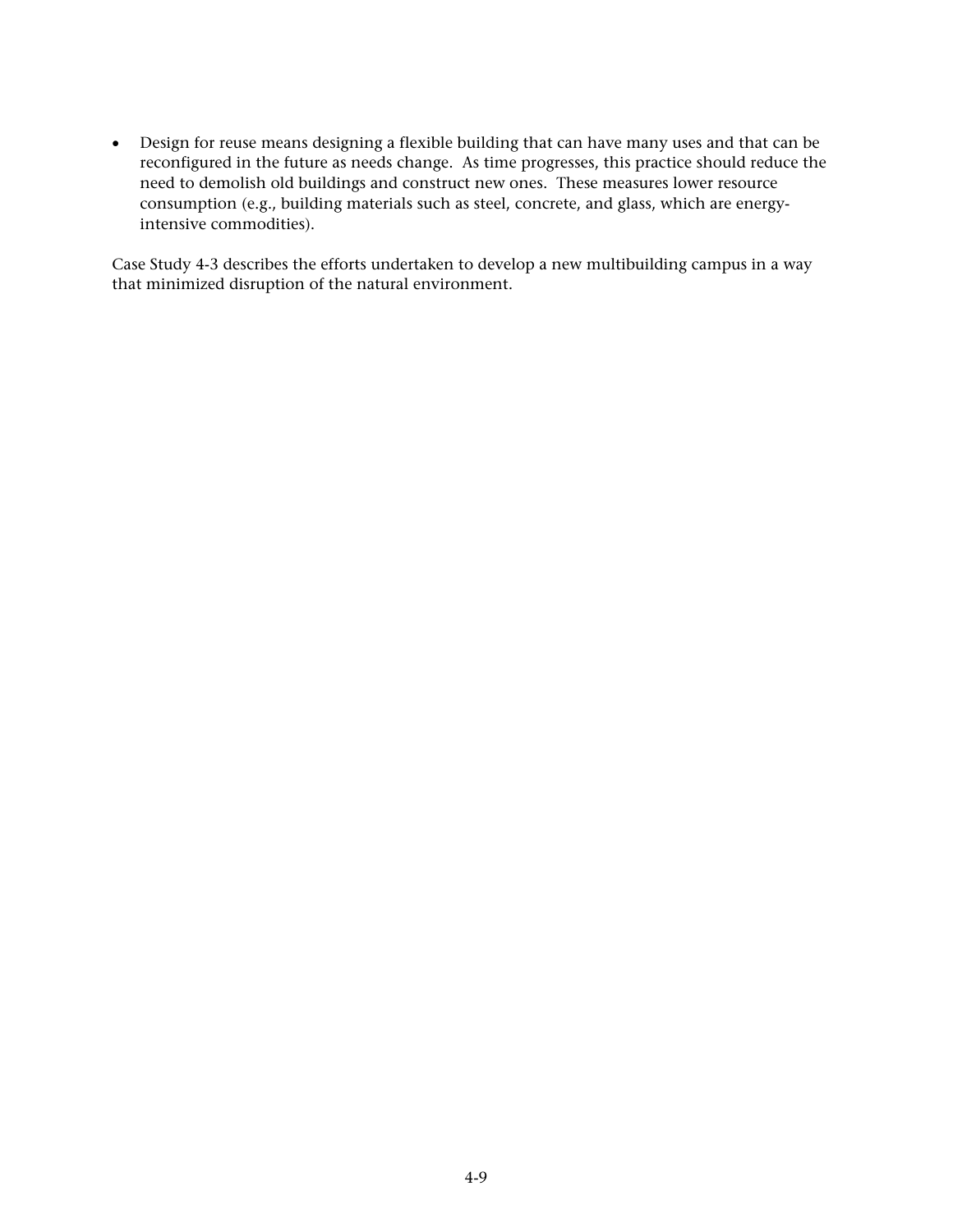- Design for reuse means designing a flexible building that can have many uses and that can be reconfigured in the future as needs change. As time progresses, this practice should reduce the need to demolish old buildings and construct new ones. These measures lower resource consumption (e.g., building materials such as steel, concrete, and glass, which are energy-intensive commodities).

Case Study 4-3 describes the efforts undertaken to develop a new multibuilding campus in a way that minimized disruption of the natural environment.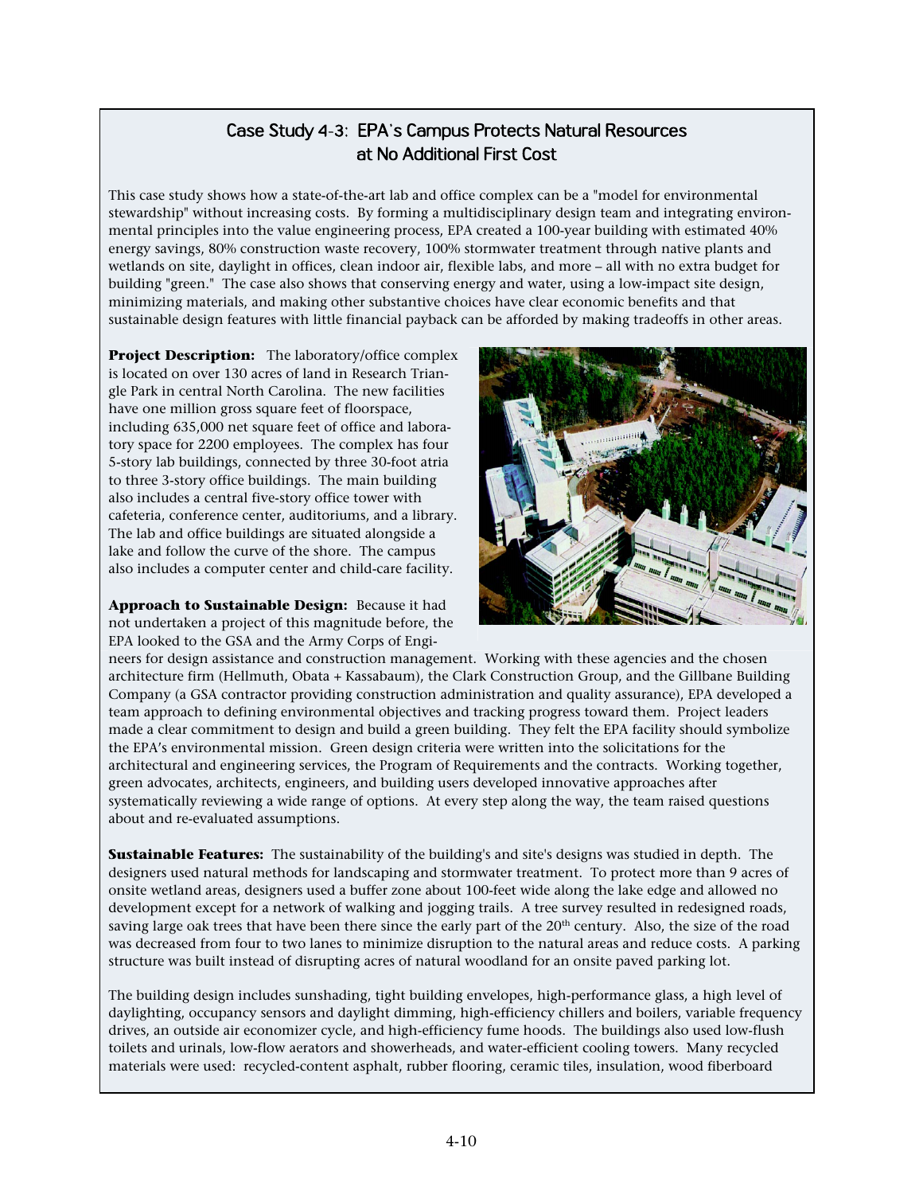## Case Study 4-3: EPA's Campus Protects Natural Resources at No Additional First Cost

This case study shows how a state-of-the-art lab and office complex can be a "model for environmental stewardship" without increasing costs. By forming a multidisciplinary design team and integrating environmental principles into the value engineering process, EPA created a 100-year building with estimated 40% energy savings, 80% construction waste recovery, 100% stormwater treatment through native plants and wetlands on site, daylight in offices, clean indoor air, flexible labs, and more – all with no extra budget for building "green." The case also shows that conserving energy and water, using a low-impact site design, minimizing materials, and making other substantive choices have clear economic benefits and that sustainable design features with little financial payback can be afforded by making tradeoffs in other areas.

**Project Description:** The laboratory/office complex is located on over 130 acres of land in Research Triangle Park in central North Carolina. The new facilities have one million gross square feet of floorspace, including 635,000 net square feet of office and laboratory space for 2200 employees. The complex has four 5-story lab buildings, connected by three 30-foot atria to three 3-story office buildings. The main building also includes a central five-story office tower with cafeteria, conference center, auditoriums, and a library. The lab and office buildings are situated alongside a lake and follow the curve of the shore. The campus also includes a computer center and child-care facility.

**Approach to Sustainable Design:** Because it had not undertaken a project of this magnitude before, the EPA looked to the GSA and the Army Corps of Engineers for design assistance and construction management. Working with these agencies and the chosen architecture firm (Hellmuth, Obata + Kassabaum), the Clark Construction Group, and the Gillbane Building Company (a GSA contractor providing construction administration and quality assurance), EPA developed a team approach to defining environmental objectives and tracking progress toward them. Project leaders made a clear commitment to design and build a green building. They felt the EPA facility should symbolize the EPA's environmental mission. Green design criteria were written into the solicitations for the architectural and engineering services, the Program of Requirements and the contracts. Working together, green advocates, architects, engineers, and building users developed innovative approaches after systematically reviewing a wide range of options. At every step along the way, the team raised questions about and re-evaluated assumptions.

**Sustainable Features:** The sustainability of the building's and site's designs was studied in depth. The designers used natural methods for landscaping and stormwater treatment. To protect more than 9 acres of onsite wetland areas, designers used a buffer zone about 100-feet wide along the lake edge and allowed no development except for a network of walking and jogging trails. A tree survey resulted in redesigned roads, saving large oak trees that have been there since the early part of the 20th century. Also, the size of the road was decreased from four to two lanes to minimize disruption to the natural areas and reduce costs. A parking structure was built instead of disrupting acres of natural woodland for an onsite paved parking lot.

The building design includes sunshading, tight building envelopes, high-performance glass, a high level of daylighting, occupancy sensors and daylight dimming, high-efficiency chillers and boilers, variable frequency drives, an outside air economizer cycle, and high-efficiency fume hoods. The buildings also used low-flush toilets and urinals, low-flow aerators and showerheads, and water-efficient cooling towers. Many recycled materials were used: recycled-content asphalt, rubber flooring, ceramic tiles, insulation, wood fiberboard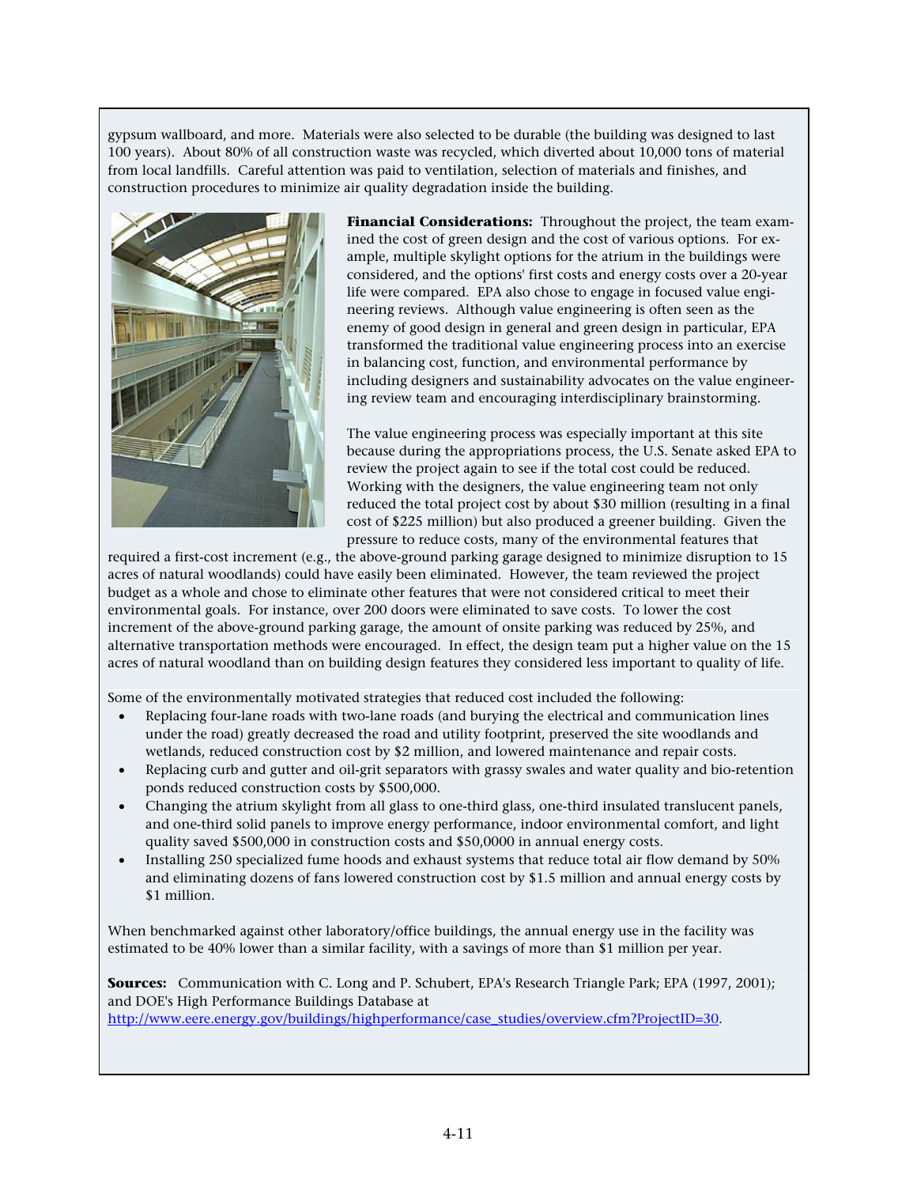gypsum wallboard, and more. Materials were also selected to be durable (the building was designed to last 100 years). About 80% of all construction waste was recycled, which diverted about 10,000 tons of material from local landfills. Careful attention was paid to ventilation, selection of materials and finishes, and construction procedures to minimize air quality degradation inside the building.

**Financial Considerations:** Throughout the project, the team examined the cost of green design and the cost of various options. For example, multiple skylight options for the atrium in the buildings were considered, and the options' first costs and energy costs over a 20-year life were compared. EPA also chose to engage in focused value engineering reviews. Although value engineering is often seen as the enemy of good design in general and green design in particular, EPA transformed the traditional value engineering process into an exercise in balancing cost, function, and environmental performance by including designers and sustainability advocates on the value engineering review team and encouraging interdisciplinary brainstorming.

The value engineering process was especially important at this site because during the appropriations process, the U.S. Senate asked EPA to review the project again to see if the total cost could be reduced. Working with the designers, the value engineering team not only reduced the total project cost by about $30 million (resulting in a final cost of $225 million) but also produced a greener building. Given the pressure to reduce costs, many of the environmental features that required a first-cost increment (e.g., the above-ground parking garage designed to minimize disruption to 15 acres of natural woodlands) could have easily been eliminated. However, the team reviewed the project budget as a whole and chose to eliminate other features that were not considered critical to meet their environmental goals. For instance, over 200 doors were eliminated to save costs. To lower the cost increment of the above-ground parking garage, the amount of onsite parking was reduced by 25%, and alternative transportation methods were encouraged. In effect, the design team put a higher value on the 15 acres of natural woodland than on building design features they considered less important to quality of life.

Some of the environmentally motivated strategies that reduced cost included the following:

- Replacing four-lane roads with two-lane roads (and burying the electrical and communication lines under the road) greatly decreased the road and utility footprint, preserved the site woodlands and wetlands, reduced construction cost by $2 million, and lowered maintenance and repair costs.
- Replacing curb and gutter and oil-grit separators with grassy swales and water quality and bio-retention ponds reduced construction costs by $500,000.
- Changing the atrium skylight from all glass to one-third glass, one-third insulated translucent panels, and one-third solid panels to improve energy performance, indoor environmental comfort, and light quality saved $500,000 in construction costs and $50,0000 in annual energy costs.
- Installing 250 specialized fume hoods and exhaust systems that reduce total air flow demand by 50% and eliminating dozens of fans lowered construction cost by $1.5 million and annual energy costs by $1 million.

When benchmarked against other laboratory/office buildings, the annual energy use in the facility was estimated to be 40% lower than a similar facility, with a savings of more than $1 million per year.

**Sources:** Communication with C. Long and P. Schubert, EPA's Research Triangle Park; EPA (1997, 2001); and DOE's High Performance Buildings Database at http://www.eere.energy.gov/buildings/highperformance/case_studies/overview.cfm?ProjectID=30.